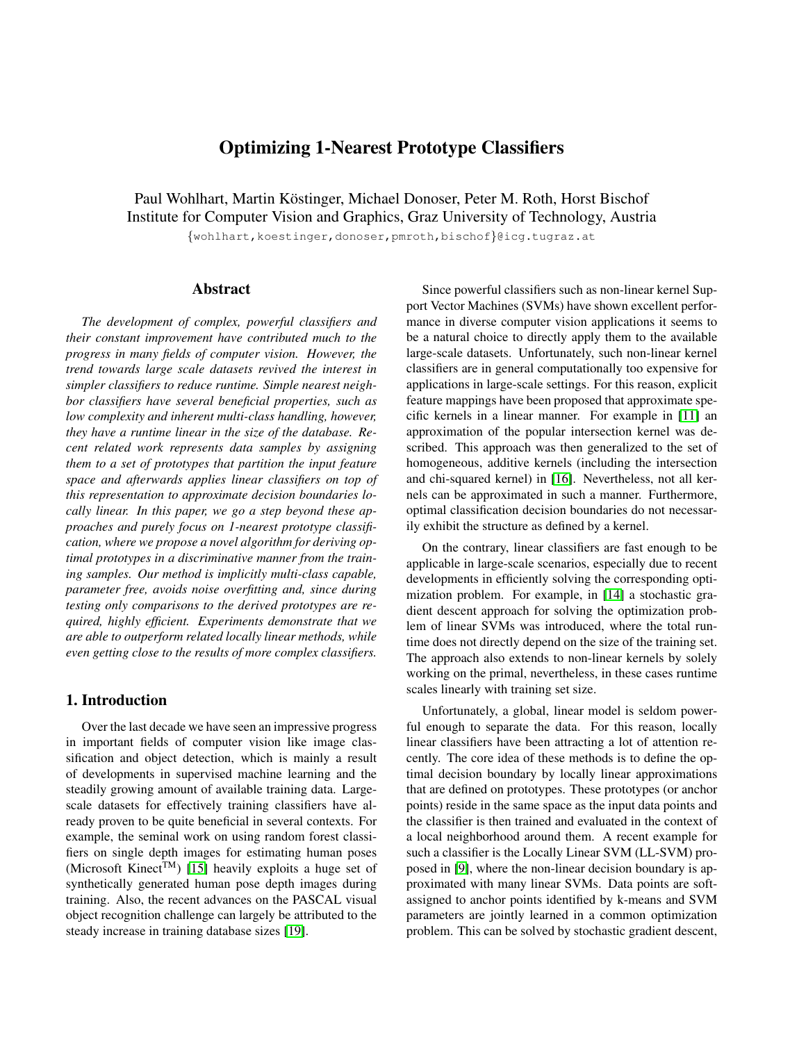# Optimizing 1-Nearest Prototype Classifiers

Paul Wohlhart, Martin Köstinger, Michael Donoser, Peter M. Roth, Horst Bischof
Institute for Computer Vision and Graphics, Graz University of Technology, Austria

{wohlhart,koestinger,donoser,pmroth,bischof}@icg.tugraz.at

## Abstract

*The development of complex, powerful classifiers and their constant improvement have contributed much to the progress in many fields of computer vision. However, the trend towards large scale datasets revived the interest in simpler classifiers to reduce runtime. Simple nearest neighbor classifiers have several beneficial properties, such as low complexity and inherent multi-class handling, however, they have a runtime linear in the size of the database. Recent related work represents data samples by assigning them to a set of prototypes that partition the input feature space and afterwards applies linear classifiers on top of this representation to approximate decision boundaries locally linear. In this paper, we go a step beyond these approaches and purely focus on 1-nearest prototype classification, where we propose a novel algorithm for deriving optimal prototypes in a discriminative manner from the training samples. Our method is implicitly multi-class capable, parameter free, avoids noise overfitting and, since during testing only comparisons to the derived prototypes are required, highly efficient. Experiments demonstrate that we are able to outperform related locally linear methods, while even getting close to the results of more complex classifiers.*

## 1. Introduction

Over the last decade we have seen an impressive progress in important fields of computer vision like image classification and object detection, which is mainly a result of developments in supervised machine learning and the steadily growing amount of available training data. Large-scale datasets for effectively training classifiers have already proven to be quite beneficial in several contexts. For example, the seminal work on using random forest classifiers on single depth images for estimating human poses (Microsoft Kinect$^{\text{TM}}$) [15] heavily exploits a huge set of synthetically generated human pose depth images during training. Also, the recent advances on the PASCAL visual object recognition challenge can largely be attributed to the steady increase in training database sizes [19].

Since powerful classifiers such as non-linear kernel Support Vector Machines (SVMs) have shown excellent performance in diverse computer vision applications it seems to be a natural choice to directly apply them to the available large-scale datasets. Unfortunately, such non-linear kernel classifiers are in general computationally too expensive for applications in large-scale settings. For this reason, explicit feature mappings have been proposed that approximate specific kernels in a linear manner. For example in [11] an approximation of the popular intersection kernel was described. This approach was then generalized to the set of homogeneous, additive kernels (including the intersection and chi-squared kernel) in [16]. Nevertheless, not all kernels can be approximated in such a manner. Furthermore, optimal classification decision boundaries do not necessarily exhibit the structure as defined by a kernel.

On the contrary, linear classifiers are fast enough to be applicable in large-scale scenarios, especially due to recent developments in efficiently solving the corresponding optimization problem. For example, in [14] a stochastic gradient descent approach for solving the optimization problem of linear SVMs was introduced, where the total runtime does not directly depend on the size of the training set. The approach also extends to non-linear kernels by solely working on the primal, nevertheless, in these cases runtime scales linearly with training set size.

Unfortunately, a global, linear model is seldom powerful enough to separate the data. For this reason, locally linear classifiers have been attracting a lot of attention recently. The core idea of these methods is to define the optimal decision boundary by locally linear approximations that are defined on prototypes. These prototypes (or anchor points) reside in the same space as the input data points and the classifier is then trained and evaluated in the context of a local neighborhood around them. A recent example for such a classifier is the Locally Linear SVM (LL-SVM) proposed in [9], where the non-linear decision boundary is approximated with many linear SVMs. Data points are soft-assigned to anchor points identified by k-means and SVM parameters are jointly learned in a common optimization problem. This can be solved by stochastic gradient descent,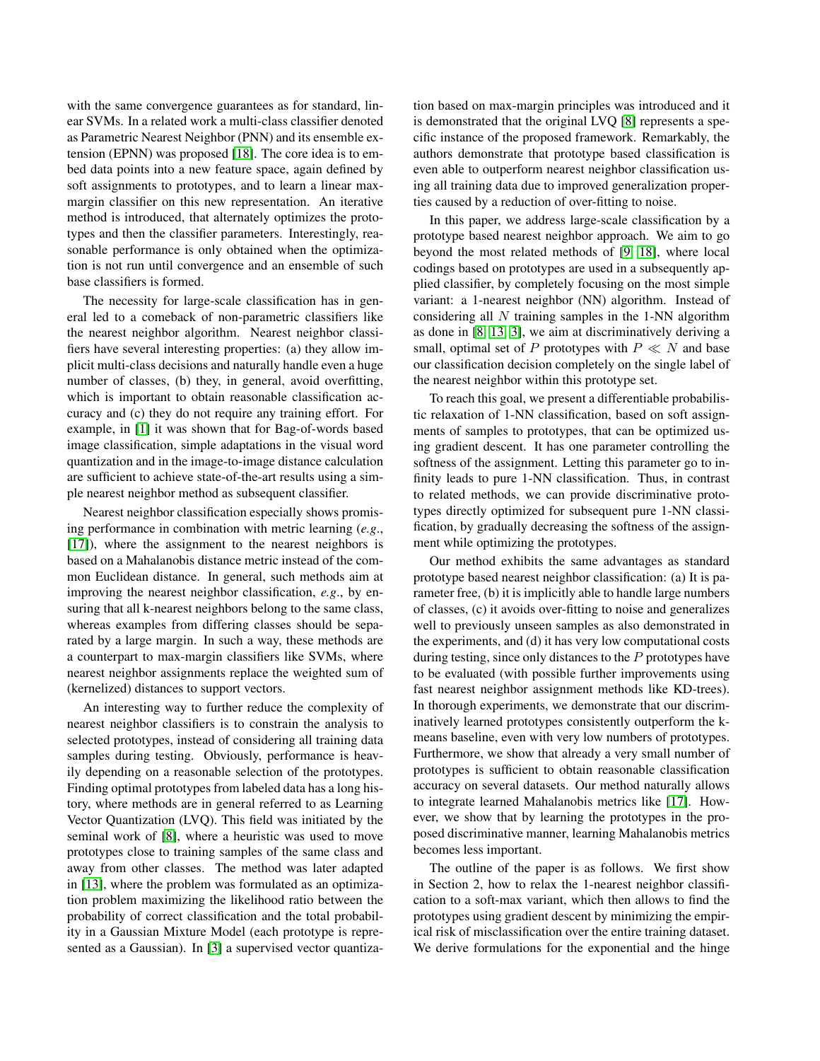with the same convergence guarantees as for standard, linear SVMs. In a related work a multi-class classifier denoted as Parametric Nearest Neighbor (PNN) and its ensemble extension (EPNN) was proposed [18]. The core idea is to embed data points into a new feature space, again defined by soft assignments to prototypes, and to learn a linear max-margin classifier on this new representation. An iterative method is introduced, that alternately optimizes the prototypes and then the classifier parameters. Interestingly, reasonable performance is only obtained when the optimization is not run until convergence and an ensemble of such base classifiers is formed.

The necessity for large-scale classification has in general led to a comeback of non-parametric classifiers like the nearest neighbor algorithm. Nearest neighbor classifiers have several interesting properties: (a) they allow implicit multi-class decisions and naturally handle even a huge number of classes, (b) they, in general, avoid overfitting, which is important to obtain reasonable classification accuracy and (c) they do not require any training effort. For example, in [1] it was shown that for Bag-of-words based image classification, simple adaptations in the visual word quantization and in the image-to-image distance calculation are sufficient to achieve state-of-the-art results using a simple nearest neighbor method as subsequent classifier.

Nearest neighbor classification especially shows promising performance in combination with metric learning (*e.g.*, [17]), where the assignment to the nearest neighbors is based on a Mahalanobis distance metric instead of the common Euclidean distance. In general, such methods aim at improving the nearest neighbor classification, *e.g.*, by ensuring that all k-nearest neighbors belong to the same class, whereas examples from differing classes should be separated by a large margin. In such a way, these methods are a counterpart to max-margin classifiers like SVMs, where nearest neighbor assignments replace the weighted sum of (kernelized) distances to support vectors.

An interesting way to further reduce the complexity of nearest neighbor classifiers is to constrain the analysis to selected prototypes, instead of considering all training data samples during testing. Obviously, performance is heavily depending on a reasonable selection of the prototypes. Finding optimal prototypes from labeled data has a long history, where methods are in general referred to as Learning Vector Quantization (LVQ). This field was initiated by the seminal work of [8], where a heuristic was used to move prototypes close to training samples of the same class and away from other classes. The method was later adapted in [13], where the problem was formulated as an optimization problem maximizing the likelihood ratio between the probability of correct classification and the total probability in a Gaussian Mixture Model (each prototype is represented as a Gaussian). In [3] a supervised vector quantization based on max-margin principles was introduced and it is demonstrated that the original LVQ [8] represents a specific instance of the proposed framework. Remarkably, the authors demonstrate that prototype based classification is even able to outperform nearest neighbor classification using all training data due to improved generalization properties caused by a reduction of over-fitting to noise.

In this paper, we address large-scale classification by a prototype based nearest neighbor approach. We aim to go beyond the most related methods of [9, 18], where local codings based on prototypes are used in a subsequently applied classifier, by completely focusing on the most simple variant: a 1-nearest neighbor (NN) algorithm. Instead of considering all $N$ training samples in the 1-NN algorithm as done in [8, 13, 3], we aim at discriminatively deriving a small, optimal set of $P$ prototypes with $P \ll N$ and base our classification decision completely on the single label of the nearest neighbor within this prototype set.

To reach this goal, we present a differentiable probabilistic relaxation of 1-NN classification, based on soft assignments of samples to prototypes, that can be optimized using gradient descent. It has one parameter controlling the softness of the assignment. Letting this parameter go to infinity leads to pure 1-NN classification. Thus, in contrast to related methods, we can provide discriminative prototypes directly optimized for subsequent pure 1-NN classification, by gradually decreasing the softness of the assignment while optimizing the prototypes.

Our method exhibits the same advantages as standard prototype based nearest neighbor classification: (a) It is parameter free, (b) it is implicitly able to handle large numbers of classes, (c) it avoids over-fitting to noise and generalizes well to previously unseen samples as also demonstrated in the experiments, and (d) it has very low computational costs during testing, since only distances to the $P$ prototypes have to be evaluated (with possible further improvements using fast nearest neighbor assignment methods like KD-trees). In thorough experiments, we demonstrate that our discriminatively learned prototypes consistently outperform the k-means baseline, even with very low numbers of prototypes. Furthermore, we show that already a very small number of prototypes is sufficient to obtain reasonable classification accuracy on several datasets. Our method naturally allows to integrate learned Mahalanobis metrics like [17]. However, we show that by learning the prototypes in the proposed discriminative manner, learning Mahalanobis metrics becomes less important.

The outline of the paper is as follows. We first show in Section 2, how to relax the 1-nearest neighbor classification to a soft-max variant, which then allows to find the prototypes using gradient descent by minimizing the empirical risk of misclassification over the entire training dataset. We derive formulations for the exponential and the hinge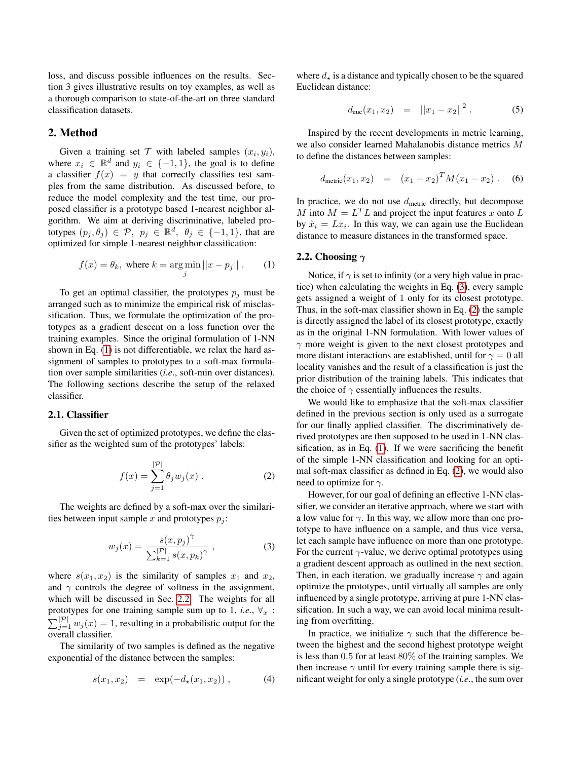loss, and discuss possible influences on the results. Section 3 gives illustrative results on toy examples, as well as a thorough comparison to state-of-the-art on three standard classification datasets.

## 2. Method

Given a training set $\mathcal{T}$ with labeled samples $(x_i, y_i)$, where $x_i \in \mathbb{R}^d$ and $y_i \in \{-1, 1\}$, the goal is to define a classifier $f(x) = y$ that correctly classifies test samples from the same distribution. As discussed before, to reduce the model complexity and the test time, our proposed classifier is a prototype based 1-nearest neighbor algorithm. We aim at deriving discriminative, labeled prototypes $(p_j, \theta_j) \in \mathcal{P}$, $p_j \in \mathbb{R}^d$, $\theta_j \in \{-1, 1\}$, that are optimized for simple 1-nearest neighbor classification:

$$f(x) = \theta_k, \text{ where } k = \arg\min_j ||x - p_j|| \ . \tag{1}$$

To get an optimal classifier, the prototypes $p_j$ must be arranged such as to minimize the empirical risk of misclassification. Thus, we formulate the optimization of the prototypes as a gradient descent on a loss function over the training examples. Since the original formulation of 1-NN shown in Eq. (1) is not differentiable, we relax the hard assignment of samples to prototypes to a soft-max formulation over sample similarities (*i.e.*, soft-min over distances). The following sections describe the setup of the relaxed classifier.

### 2.1. Classifier

Given the set of optimized prototypes, we define the classifier as the weighted sum of the prototypes' labels:

$$f(x) = \sum_{j=1}^{|\mathcal{P}|} \theta_j w_j(x) \ . \tag{2}$$

The weights are defined by a soft-max over the similarities between input sample $x$ and prototypes $p_j$:

$$w_j(x) = \frac{s(x, p_j)^\gamma}{\sum_{k=1}^{|\mathcal{P}|} s(x, p_k)^\gamma} \ , \tag{3}$$

where $s(x_1, x_2)$ is the similarity of samples $x_1$ and $x_2$, and $\gamma$ controls the degree of softness in the assignment, which will be discussed in Sec. 2.2. The weights for all prototypes for one training sample sum up to 1, *i.e.*, $\forall_x : \sum_{j=1}^{|\mathcal{P}|} w_j(x) = 1$, resulting in a probabilistic output for the overall classifier.

The similarity of two samples is defined as the negative exponential of the distance between the samples:

$$s(x_1, x_2) \quad = \quad \exp(-d_\star(x_1, x_2)) \ , \tag{4}$$

where $d_\star$ is a distance and typically chosen to be the squared Euclidean distance:

$$d_{\text{euc}}(x_1, x_2) \quad = \quad ||x_1 - x_2||^2 \ . \tag{5}$$

Inspired by the recent developments in metric learning, we also consider learned Mahalanobis distance metrics $M$ to define the distances between samples:

$$d_{\text{metric}}(x_1, x_2) \quad = \quad (x_1 - x_2)^T M (x_1 - x_2) \ . \tag{6}$$

In practice, we do not use $d_{\text{metric}}$ directly, but decompose $M$ into $M = L^T L$ and project the input features $x$ onto $L$ by $\hat{x}_i = L x_i$. In this way, we can again use the Euclidean distance to measure distances in the transformed space.

### 2.2. Choosing $\gamma$

Notice, if $\gamma$ is set to infinity (or a very high value in practice) when calculating the weights in Eq. (3), every sample gets assigned a weight of 1 only for its closest prototype. Thus, in the soft-max classifier shown in Eq. (2) the sample is directly assigned the label of its closest prototype, exactly as in the original 1-NN formulation. With lower values of $\gamma$ more weight is given to the next closest prototypes and more distant interactions are established, until for $\gamma = 0$ all locality vanishes and the result of a classification is just the prior distribution of the training labels. This indicates that the choice of $\gamma$ essentially influences the results.

We would like to emphasize that the soft-max classifier defined in the previous section is only used as a surrogate for our finally applied classifier. The discriminatively derived prototypes are then supposed to be used in 1-NN classification, as in Eq. (1). If we were sacrificing the benefit of the simple 1-NN classification and looking for an optimal soft-max classifier as defined in Eq. (2), we would also need to optimize for $\gamma$.

However, for our goal of defining an effective 1-NN classifier, we consider an iterative approach, where we start with a low value for $\gamma$. In this way, we allow more than one prototype to have influence on a sample, and thus vice versa, let each sample have influence on more than one prototype. For the current $\gamma$-value, we derive optimal prototypes using a gradient descent approach as outlined in the next section. Then, in each iteration, we gradually increase $\gamma$ and again optimize the prototypes, until virtually all samples are only influenced by a single prototype, arriving at pure 1-NN classification. In such a way, we can avoid local minima resulting from overfitting.

In practice, we initialize $\gamma$ such that the difference between the highest and the second highest prototype weight is less than $0.5$ for at least $80\%$ of the training samples. We then increase $\gamma$ until for every training sample there is significant weight for only a single prototype (*i.e.*, the sum over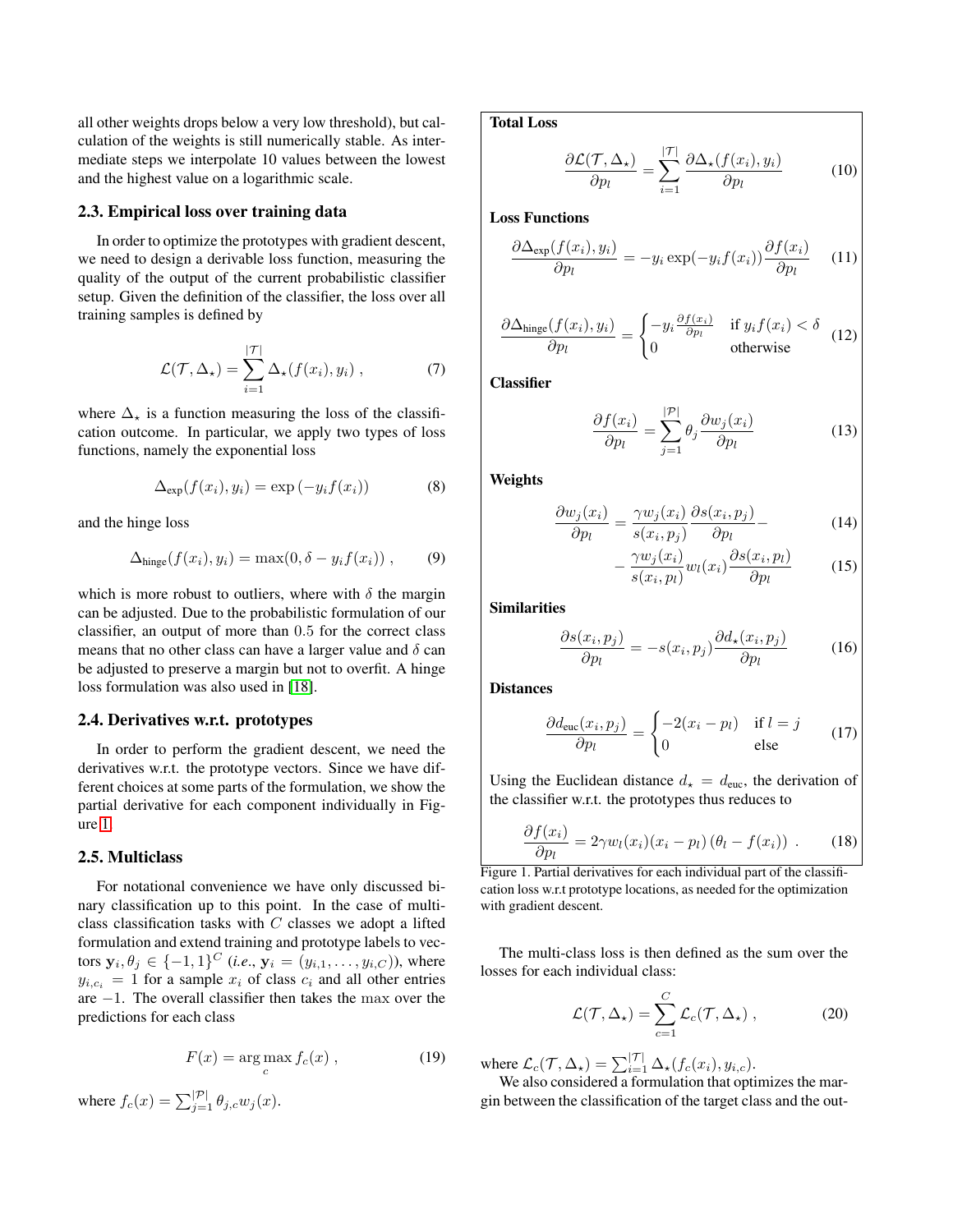all other weights drops below a very low threshold), but calculation of the weights is still numerically stable. As intermediate steps we interpolate 10 values between the lowest and the highest value on a logarithmic scale.

### 2.3. Empirical loss over training data

In order to optimize the prototypes with gradient descent, we need to design a derivable loss function, measuring the quality of the output of the current probabilistic classifier setup. Given the definition of the classifier, the loss over all training samples is defined by

$$\mathcal{L}(\mathcal{T}, \Delta_\star) = \sum_{i=1}^{|\mathcal{T}|} \Delta_\star(f(x_i), y_i) \ , \tag{7}$$

where $\Delta_\star$ is a function measuring the loss of the classification outcome. In particular, we apply two types of loss functions, namely the exponential loss

$$\Delta_{\text{exp}}(f(x_i), y_i) = \exp\left(-y_i f(x_i)\right) \tag{8}$$

and the hinge loss

$$\Delta_{\text{hinge}}(f(x_i), y_i) = \max(0, \delta - y_i f(x_i)) \ , \tag{9}$$

which is more robust to outliers, where with $\delta$ the margin can be adjusted. Due to the probabilistic formulation of our classifier, an output of more than $0.5$ for the correct class means that no other class can have a larger value and $\delta$ can be adjusted to preserve a margin but not to overfit. A hinge loss formulation was also used in [18].

### 2.4. Derivatives w.r.t. prototypes

In order to perform the gradient descent, we need the derivatives w.r.t. the prototype vectors. Since we have different choices at some parts of the formulation, we show the partial derivative for each component individually in Figure 1.

### 2.5. Multiclass

For notational convenience we have only discussed binary classification up to this point. In the case of multiclass classification tasks with $C$ classes we adopt a lifted formulation and extend training and prototype labels to vectors $\mathbf{y}_i, \theta_j \in \{-1, 1\}^C$ (*i.e.*, $\mathbf{y}_i = (y_{i,1}, \ldots, y_{i,C})$), where $y_{i,c_i} = 1$ for a sample $x_i$ of class $c_i$ and all other entries are $-1$. The overall classifier then takes the max over the predictions for each class

$$F(x) = \arg\max_c f_c(x) \ , \tag{19}$$

where $f_c(x) = \sum_{j=1}^{|\mathcal{P}|} \theta_{j,c} w_j(x)$.

**Total Loss**

$$\frac{\partial \mathcal{L}(\mathcal{T}, \Delta_\star)}{\partial p_l} = \sum_{i=1}^{|\mathcal{T}|} \frac{\partial \Delta_\star(f(x_i), y_i)}{\partial p_l} \tag{10}$$

**Loss Functions**

$$\frac{\partial \Delta_{\text{exp}}(f(x_i), y_i)}{\partial p_l} = -y_i \exp(-y_i f(x_i)) \frac{\partial f(x_i)}{\partial p_l} \tag{11}$$

$$\frac{\partial \Delta_{\text{hinge}}(f(x_i), y_i)}{\partial p_l} = \begin{cases} -y_i \frac{\partial f(x_i)}{\partial p_l} & \text{if } y_i f(x_i) < \delta \\ 0 & \text{otherwise} \end{cases} \tag{12}$$

**Classifier**

$$\frac{\partial f(x_i)}{\partial p_l} = \sum_{j=1}^{|\mathcal{P}|} \theta_j \frac{\partial w_j(x_i)}{\partial p_l} \tag{13}$$

**Weights**

$$\frac{\partial w_j(x_i)}{\partial p_l} = \frac{\gamma w_j(x_i)}{s(x_i, p_j)} \frac{\partial s(x_i, p_j)}{\partial p_l} - \tag{14}$$

$$- \frac{\gamma w_j(x_i)}{s(x_i, p_l)} w_l(x_i) \frac{\partial s(x_i, p_l)}{\partial p_l} \tag{15}$$

**Similarities**

$$\frac{\partial s(x_i, p_j)}{\partial p_l} = -s(x_i, p_j) \frac{\partial d_\star(x_i, p_j)}{\partial p_l} \tag{16}$$

**Distances**

$$\frac{\partial d_{\text{euc}}(x_i, p_j)}{\partial p_l} = \begin{cases} -2(x_i - p_l) & \text{if } l = j \\ 0 & \text{else} \end{cases} \tag{17}$$

Using the Euclidean distance $d_\star = d_{\text{euc}}$, the derivation of the classifier w.r.t. the prototypes thus reduces to

$$\frac{\partial f(x_i)}{\partial p_l} = 2\gamma w_l(x_i)(x_i - p_l)\left(\theta_l - f(x_i)\right) \ . \tag{18}$$

Figure 1. Partial derivatives for each individual part of the classification loss w.r.t prototype locations, as needed for the optimization with gradient descent.

The multi-class loss is then defined as the sum over the losses for each individual class:

$$\mathcal{L}(\mathcal{T}, \Delta_\star) = \sum_{c=1}^{C} \mathcal{L}_c(\mathcal{T}, \Delta_\star) \ , \tag{20}$$

where $\mathcal{L}_c(\mathcal{T}, \Delta_\star) = \sum_{i=1}^{|\mathcal{T}|} \Delta_\star(f_c(x_i), y_{i,c})$.

We also considered a formulation that optimizes the margin between the classification of the target class and the out-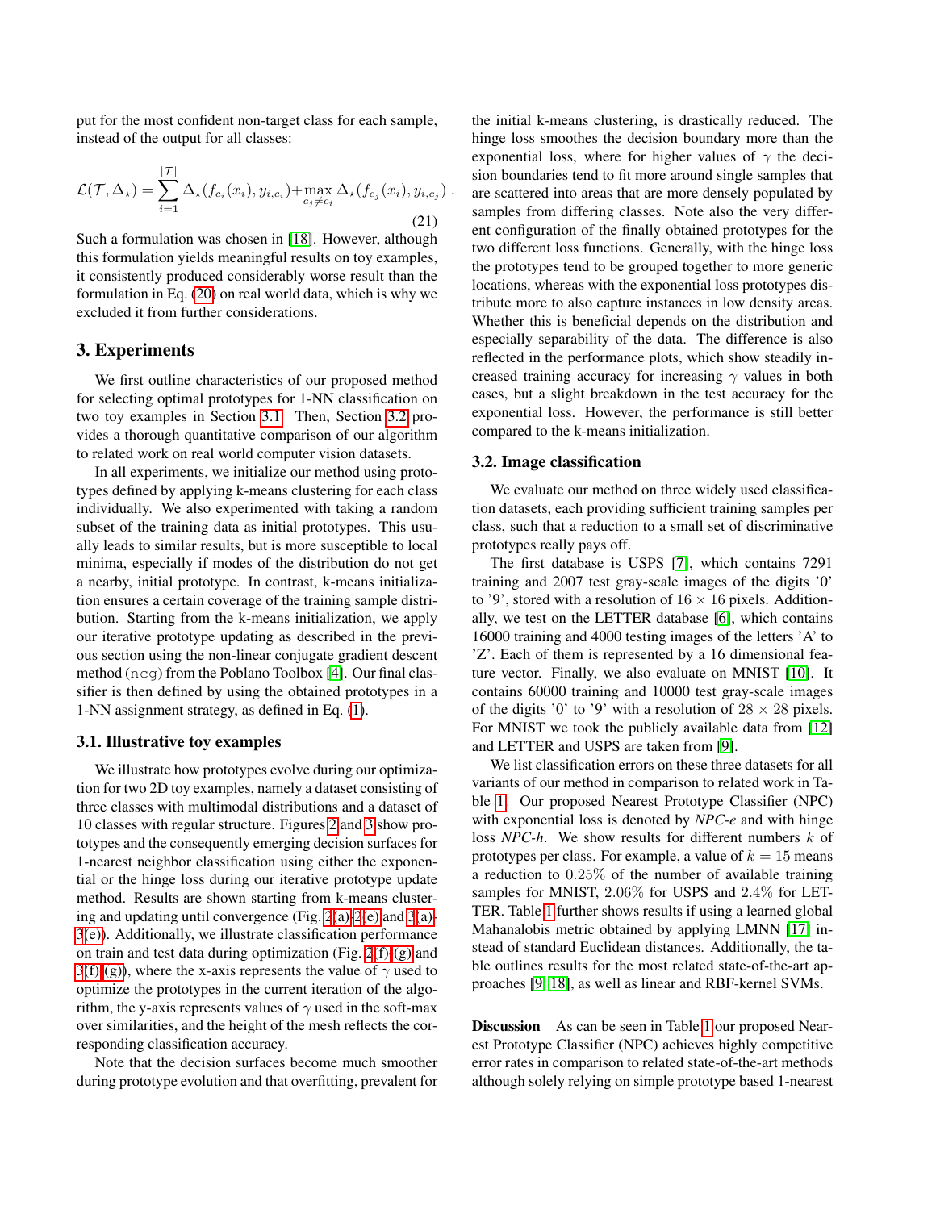put for the most confident non-target class for each sample, instead of the output for all classes:

$$\mathcal{L}(\mathcal{T}, \Delta_\star) = \sum_{i=1}^{|\mathcal{T}|} \Delta_\star(f_{c_i}(x_i), y_{i,c_i}) + \max_{c_j \neq c_i} \Delta_\star(f_{c_j}(x_i), y_{i,c_j}) \;. \tag{21}$$

Such a formulation was chosen in [18]. However, although this formulation yields meaningful results on toy examples, it consistently produced considerably worse result than the formulation in Eq. (20) on real world data, which is why we excluded it from further considerations.

## 3. Experiments

We first outline characteristics of our proposed method for selecting optimal prototypes for 1-NN classification on two toy examples in Section 3.1. Then, Section 3.2 provides a thorough quantitative comparison of our algorithm to related work on real world computer vision datasets.

In all experiments, we initialize our method using prototypes defined by applying k-means clustering for each class individually. We also experimented with taking a random subset of the training data as initial prototypes. This usually leads to similar results, but is more susceptible to local minima, especially if modes of the distribution do not get a nearby, initial prototype. In contrast, k-means initialization ensures a certain coverage of the training sample distribution. Starting from the k-means initialization, we apply our iterative prototype updating as described in the previous section using the non-linear conjugate gradient descent method (`ncg`) from the Poblano Toolbox [4]. Our final classifier is then defined by using the obtained prototypes in a 1-NN assignment strategy, as defined in Eq. (1).

### 3.1. Illustrative toy examples

We illustrate how prototypes evolve during our optimization for two 2D toy examples, namely a dataset consisting of three classes with multimodal distributions and a dataset of 10 classes with regular structure. Figures 2 and 3 show prototypes and the consequently emerging decision surfaces for 1-nearest neighbor classification using either the exponential or the hinge loss during our iterative prototype update method. Results are shown starting from k-means clustering and updating until convergence (Fig. 2(a)-2(e) and 3(a)-3(e)). Additionally, we illustrate classification performance on train and test data during optimization (Fig. 2(f)-(g) and 3(f)-(g)), where the x-axis represents the value of $\gamma$ used to optimize the prototypes in the current iteration of the algorithm, the y-axis represents values of $\gamma$ used in the soft-max over similarities, and the height of the mesh reflects the corresponding classification accuracy.

Note that the decision surfaces become much smoother during prototype evolution and that overfitting, prevalent for the initial k-means clustering, is drastically reduced. The hinge loss smoothes the decision boundary more than the exponential loss, where for higher values of $\gamma$ the decision boundaries tend to fit more around single samples that are scattered into areas that are more densely populated by samples from differing classes. Note also the very different configuration of the finally obtained prototypes for the two different loss functions. Generally, with the hinge loss the prototypes tend to be grouped together to more generic locations, whereas with the exponential loss prototypes distribute more to also capture instances in low density areas. Whether this is beneficial depends on the distribution and especially separability of the data. The difference is also reflected in the performance plots, which show steadily increased training accuracy for increasing $\gamma$ values in both cases, but a slight breakdown in the test accuracy for the exponential loss. However, the performance is still better compared to the k-means initialization.

### 3.2. Image classification

We evaluate our method on three widely used classification datasets, each providing sufficient training samples per class, such that a reduction to a small set of discriminative prototypes really pays off.

The first database is USPS [7], which contains 7291 training and 2007 test gray-scale images of the digits '0' to '9', stored with a resolution of $16 \times 16$ pixels. Additionally, we test on the LETTER database [6], which contains 16000 training and 4000 testing images of the letters 'A' to 'Z'. Each of them is represented by a 16 dimensional feature vector. Finally, we also evaluate on MNIST [10]. It contains 60000 training and 10000 test gray-scale images of the digits '0' to '9' with a resolution of $28 \times 28$ pixels. For MNIST we took the publicly available data from [12] and LETTER and USPS are taken from [9].

We list classification errors on these three datasets for all variants of our method in comparison to related work in Table 1. Our proposed Nearest Prototype Classifier (NPC) with exponential loss is denoted by *NPC-e* and with hinge loss *NPC-h*. We show results for different numbers $k$ of prototypes per class. For example, a value of $k = 15$ means a reduction to $0.25\%$ of the number of available training samples for MNIST, $2.06\%$ for USPS and $2.4\%$ for LETTER. Table 1 further shows results if using a learned global Mahanalobis metric obtained by applying LMNN [17] instead of standard Euclidean distances. Additionally, the table outlines results for the most related state-of-the-art approaches [9, 18], as well as linear and RBF-kernel SVMs.

**Discussion** As can be seen in Table 1 our proposed Nearest Prototype Classifier (NPC) achieves highly competitive error rates in comparison to related state-of-the-art methods although solely relying on simple prototype based 1-nearest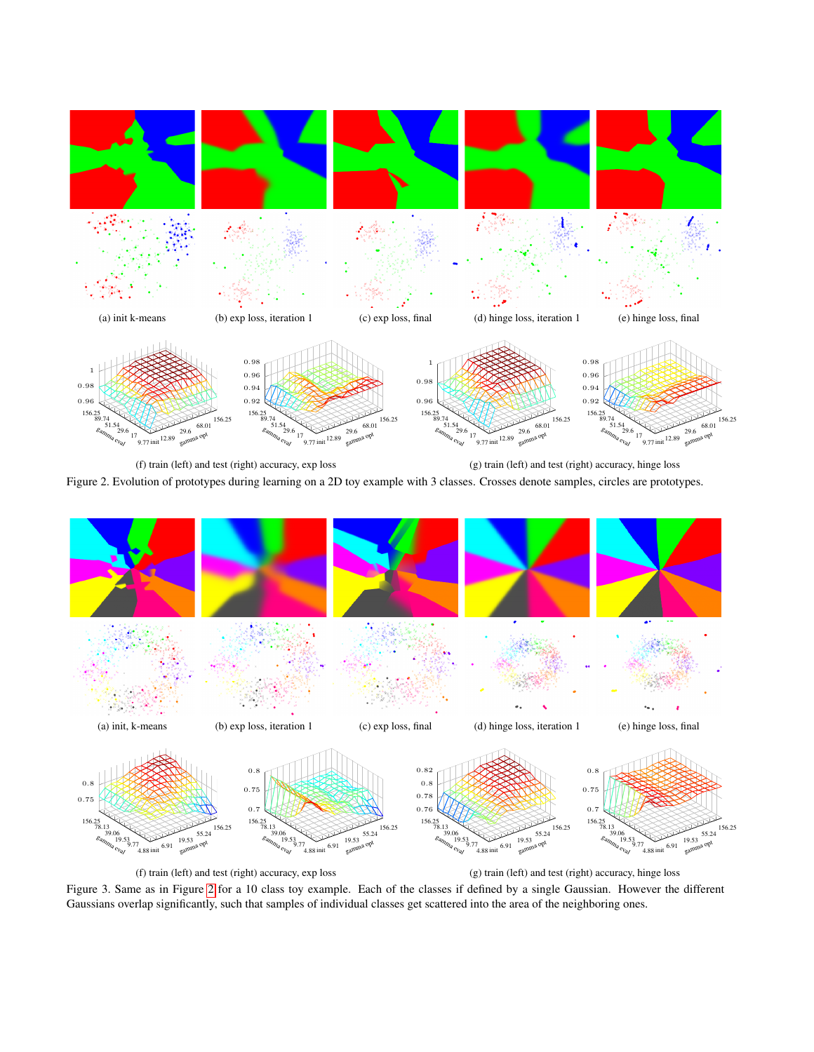(a) init k-means (b) exp loss, iteration 1 (c) exp loss, final (d) hinge loss, iteration 1 (e) hinge loss, final

(f) train (left) and test (right) accuracy, exp loss (g) train (left) and test (right) accuracy, hinge loss

Figure 2. Evolution of prototypes during learning on a 2D toy example with 3 classes. Crosses denote samples, circles are prototypes.

(a) init, k-means (b) exp loss, iteration 1 (c) exp loss, final (d) hinge loss, iteration 1 (e) hinge loss, final

(f) train (left) and test (right) accuracy, exp loss (g) train (left) and test (right) accuracy, hinge loss

Figure 3. Same as in Figure 2 for a 10 class toy example. Each of the classes if defined by a single Gaussian. However the different Gaussians overlap significantly, such that samples of individual classes get scattered into the area of the neighboring ones.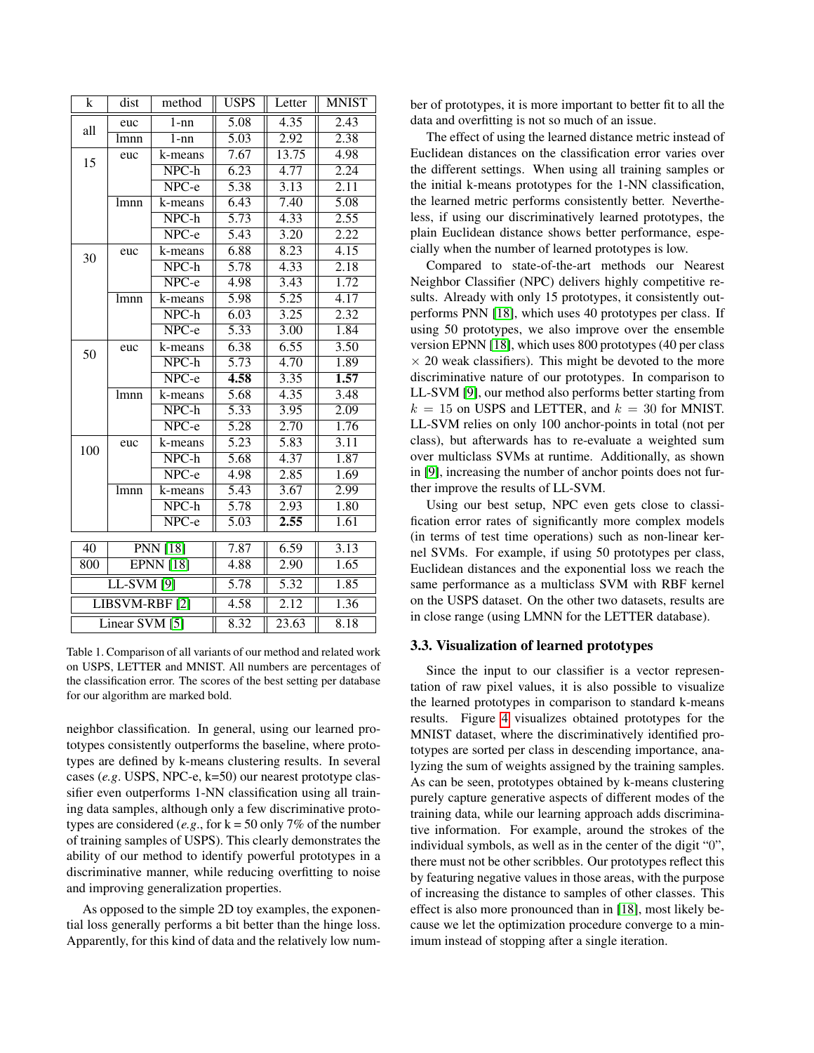| k | dist | method | USPS | Letter | MNIST |
|---|---|---|---|---|---|
| all | euc | 1-nn | 5.08 | 4.35 | 2.43 |
| | lmnn | 1-nn | 5.03 | 2.92 | 2.38 |
| 15 | euc | k-means | 7.67 | 13.75 | 4.98 |
| | | NPC-h | 6.23 | 4.77 | 2.24 |
| | | NPC-e | 5.38 | 3.13 | 2.11 |
| | lmnn | k-means | 6.43 | 7.40 | 5.08 |
| | | NPC-h | 5.73 | 4.33 | 2.55 |
| | | NPC-e | 5.43 | 3.20 | 2.22 |
| 30 | euc | k-means | 6.88 | 8.23 | 4.15 |
| | | NPC-h | 5.78 | 4.33 | 2.18 |
| | | NPC-e | 4.98 | 3.43 | 1.72 |
| | lmnn | k-means | 5.98 | 5.25 | 4.17 |
| | | NPC-h | 6.03 | 3.25 | 2.32 |
| | | NPC-e | 5.33 | 3.00 | 1.84 |
| 50 | euc | k-means | 6.38 | 6.55 | 3.50 |
| | | NPC-h | 5.73 | 4.70 | 1.89 |
| | | NPC-e | **4.58** | 3.35 | **1.57** |
| | lmnn | k-means | 5.68 | 4.35 | 3.48 |
| | | NPC-h | 5.33 | 3.95 | 2.09 |
| | | NPC-e | 5.28 | 2.70 | 1.76 |
| 100 | euc | k-means | 5.23 | 5.83 | 3.11 |
| | | NPC-h | 5.68 | 4.37 | 1.87 |
| | | NPC-e | 4.98 | 2.85 | 1.69 |
| | lmnn | k-means | 5.43 | 3.67 | 2.99 |
| | | NPC-h | 5.78 | 2.93 | 1.80 |
| | | NPC-e | 5.03 | **2.55** | 1.61 |
| 40 | PNN [18] | | 7.87 | 6.59 | 3.13 |
| 800 | EPNN [18] | | 4.88 | 2.90 | 1.65 |
| LL-SVM [9] | | | 5.78 | 5.32 | 1.85 |
| LIBSVM-RBF [2] | | | 4.58 | 2.12 | 1.36 |
| Linear SVM [5] | | | 8.32 | 23.63 | 8.18 |

Table 1. Comparison of all variants of our method and related work on USPS, LETTER and MNIST. All numbers are percentages of the classification error. The scores of the best setting per database for our algorithm are marked bold.

neighbor classification. In general, using our learned prototypes consistently outperforms the baseline, where prototypes are defined by k-means clustering results. In several cases (*e.g*. USPS, NPC-e, k=50) our nearest prototype classifier even outperforms 1-NN classification using all training data samples, although only a few discriminative prototypes are considered (*e.g*., for k = 50 only 7% of the number of training samples of USPS). This clearly demonstrates the ability of our method to identify powerful prototypes in a discriminative manner, while reducing overfitting to noise and improving generalization properties.

As opposed to the simple 2D toy examples, the exponential loss generally performs a bit better than the hinge loss. Apparently, for this kind of data and the relatively low number of prototypes, it is more important to better fit to all the data and overfitting is not so much of an issue.

The effect of using the learned distance metric instead of Euclidean distances on the classification error varies over the different settings. When using all training samples or the initial k-means prototypes for the 1-NN classification, the learned metric performs consistently better. Nevertheless, if using our discriminatively learned prototypes, the plain Euclidean distance shows better performance, especially when the number of learned prototypes is low.

Compared to state-of-the-art methods our Nearest Neighbor Classifier (NPC) delivers highly competitive results. Already with only 15 prototypes, it consistently outperforms PNN [18], which uses 40 prototypes per class. If using 50 prototypes, we also improve over the ensemble version EPNN [18], which uses 800 prototypes (40 per class $\times$ 20 weak classifiers). This might be devoted to the more discriminative nature of our prototypes. In comparison to LL-SVM [9], our method also performs better starting from $k = 15$ on USPS and LETTER, and $k = 30$ for MNIST. LL-SVM relies on only 100 anchor-points in total (not per class), but afterwards has to re-evaluate a weighted sum over multiclass SVMs at runtime. Additionally, as shown in [9], increasing the number of anchor points does not further improve the results of LL-SVM.

Using our best setup, NPC even gets close to classification error rates of significantly more complex models (in terms of test time operations) such as non-linear kernel SVMs. For example, if using 50 prototypes per class, Euclidean distances and the exponential loss we reach the same performance as a multiclass SVM with RBF kernel on the USPS dataset. On the other two datasets, results are in close range (using LMNN for the LETTER database).

### 3.3. Visualization of learned prototypes

Since the input to our classifier is a vector representation of raw pixel values, it is also possible to visualize the learned prototypes in comparison to standard k-means results. Figure 4 visualizes obtained prototypes for the MNIST dataset, where the discriminatively identified prototypes are sorted per class in descending importance, analyzing the sum of weights assigned by the training samples. As can be seen, prototypes obtained by k-means clustering purely capture generative aspects of different modes of the training data, while our learning approach adds discriminative information. For example, around the strokes of the individual symbols, as well as in the center of the digit "0", there must not be other scribbles. Our prototypes reflect this by featuring negative values in those areas, with the purpose of increasing the distance to samples of other classes. This effect is also more pronounced than in [18], most likely because we let the optimization procedure converge to a minimum instead of stopping after a single iteration.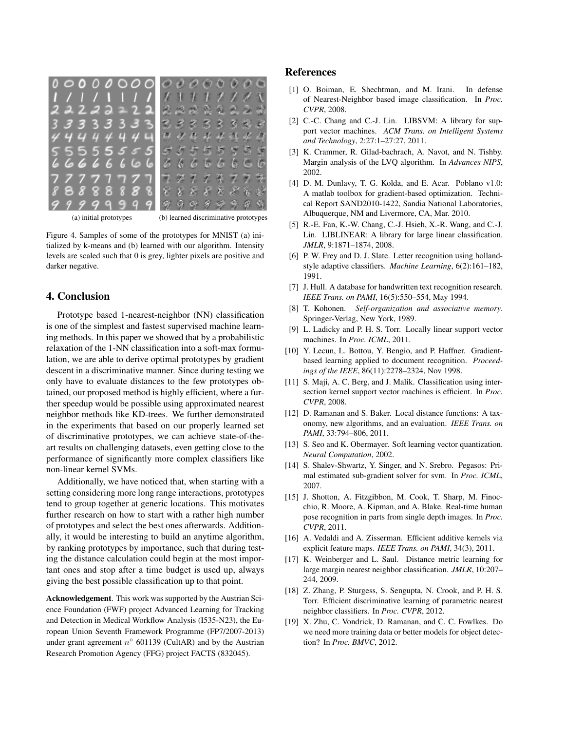(a) initial prototypes (b) learned discriminative prototypes

Figure 4. Samples of some of the prototypes for MNIST (a) initialized by k-means and (b) learned with our algorithm. Intensity levels are scaled such that 0 is grey, lighter pixels are positive and darker negative.

## 4. Conclusion

Prototype based 1-nearest-neighbor (NN) classification is one of the simplest and fastest supervised machine learning methods. In this paper we showed that by a probabilistic relaxation of the 1-NN classification into a soft-max formulation, we are able to derive optimal prototypes by gradient descent in a discriminative manner. Since during testing we only have to evaluate distances to the few prototypes obtained, our proposed method is highly efficient, where a further speedup would be possible using approximated nearest neighbor methods like KD-trees. We further demonstrated in the experiments that based on our properly learned set of discriminative prototypes, we can achieve state-of-the-art results on challenging datasets, even getting close to the performance of significantly more complex classifiers like non-linear kernel SVMs.

Additionally, we have noticed that, when starting with a setting considering more long range interactions, prototypes tend to group together at generic locations. This motivates further research on how to start with a rather high number of prototypes and select the best ones afterwards. Additionally, it would be interesting to build an anytime algorithm, by ranking prototypes by importance, such that during testing the distance calculation could begin at the most important ones and stop after a time budget is used up, always giving the best possible classification up to that point.

**Acknowledgement**. This work was supported by the Austrian Science Foundation (FWF) project Advanced Learning for Tracking and Detection in Medical Workflow Analysis (I535-N23), the European Union Seventh Framework Programme (FP7/2007-2013) under grant agreement $n^\circ$ 601139 (CultAR) and by the Austrian Research Promotion Agency (FFG) project FACTS (832045).

## References

[1] O. Boiman, E. Shechtman, and M. Irani. In defense of Nearest-Neighbor based image classification. In *Proc. CVPR*, 2008.

[2] C.-C. Chang and C.-J. Lin. LIBSVM: A library for support vector machines. *ACM Trans. on Intelligent Systems and Technology*, 2:27:1–27:27, 2011.

[3] K. Crammer, R. Gilad-bachrach, A. Navot, and N. Tishby. Margin analysis of the LVQ algorithm. In *Advances NIPS*, 2002.

[4] D. M. Dunlavy, T. G. Kolda, and E. Acar. Poblano v1.0: A matlab toolbox for gradient-based optimization. Technical Report SAND2010-1422, Sandia National Laboratories, Albuquerque, NM and Livermore, CA, Mar. 2010.

[5] R.-E. Fan, K.-W. Chang, C.-J. Hsieh, X.-R. Wang, and C.-J. Lin. LIBLINEAR: A library for large linear classification. *JMLR*, 9:1871–1874, 2008.

[6] P. W. Frey and D. J. Slate. Letter recognition using holland-style adaptive classifiers. *Machine Learning*, 6(2):161–182, 1991.

[7] J. Hull. A database for handwritten text recognition research. *IEEE Trans. on PAMI*, 16(5):550–554, May 1994.

[8] T. Kohonen. *Self-organization and associative memory*. Springer-Verlag, New York, 1989.

[9] L. Ladicky and P. H. S. Torr. Locally linear support vector machines. In *Proc. ICML*, 2011.

[10] Y. Lecun, L. Bottou, Y. Bengio, and P. Haffner. Gradient-based learning applied to document recognition. *Proceedings of the IEEE*, 86(11):2278–2324, Nov 1998.

[11] S. Maji, A. C. Berg, and J. Malik. Classification using intersection kernel support vector machines is efficient. In *Proc. CVPR*, 2008.

[12] D. Ramanan and S. Baker. Local distance functions: A taxonomy, new algorithms, and an evaluation. *IEEE Trans. on PAMI*, 33:794–806, 2011.

[13] S. Seo and K. Obermayer. Soft learning vector quantization. *Neural Computation*, 2002.

[14] S. Shalev-Shwartz, Y. Singer, and N. Srebro. Pegasos: Primal estimated sub-gradient solver for svm. In *Proc. ICML*, 2007.

[15] J. Shotton, A. Fitzgibbon, M. Cook, T. Sharp, M. Finocchio, R. Moore, A. Kipman, and A. Blake. Real-time human pose recognition in parts from single depth images. In *Proc. CVPR*, 2011.

[16] A. Vedaldi and A. Zisserman. Efficient additive kernels via explicit feature maps. *IEEE Trans. on PAMI*, 34(3), 2011.

[17] K. Weinberger and L. Saul. Distance metric learning for large margin nearest neighbor classification. *JMLR*, 10:207–244, 2009.

[18] Z. Zhang, P. Sturgess, S. Sengupta, N. Crook, and P. H. S. Torr. Efficient discriminative learning of parametric nearest neighbor classifiers. In *Proc. CVPR*, 2012.

[19] X. Zhu, C. Vondrick, D. Ramanan, and C. C. Fowlkes. Do we need more training data or better models for object detection? In *Proc. BMVC*, 2012.